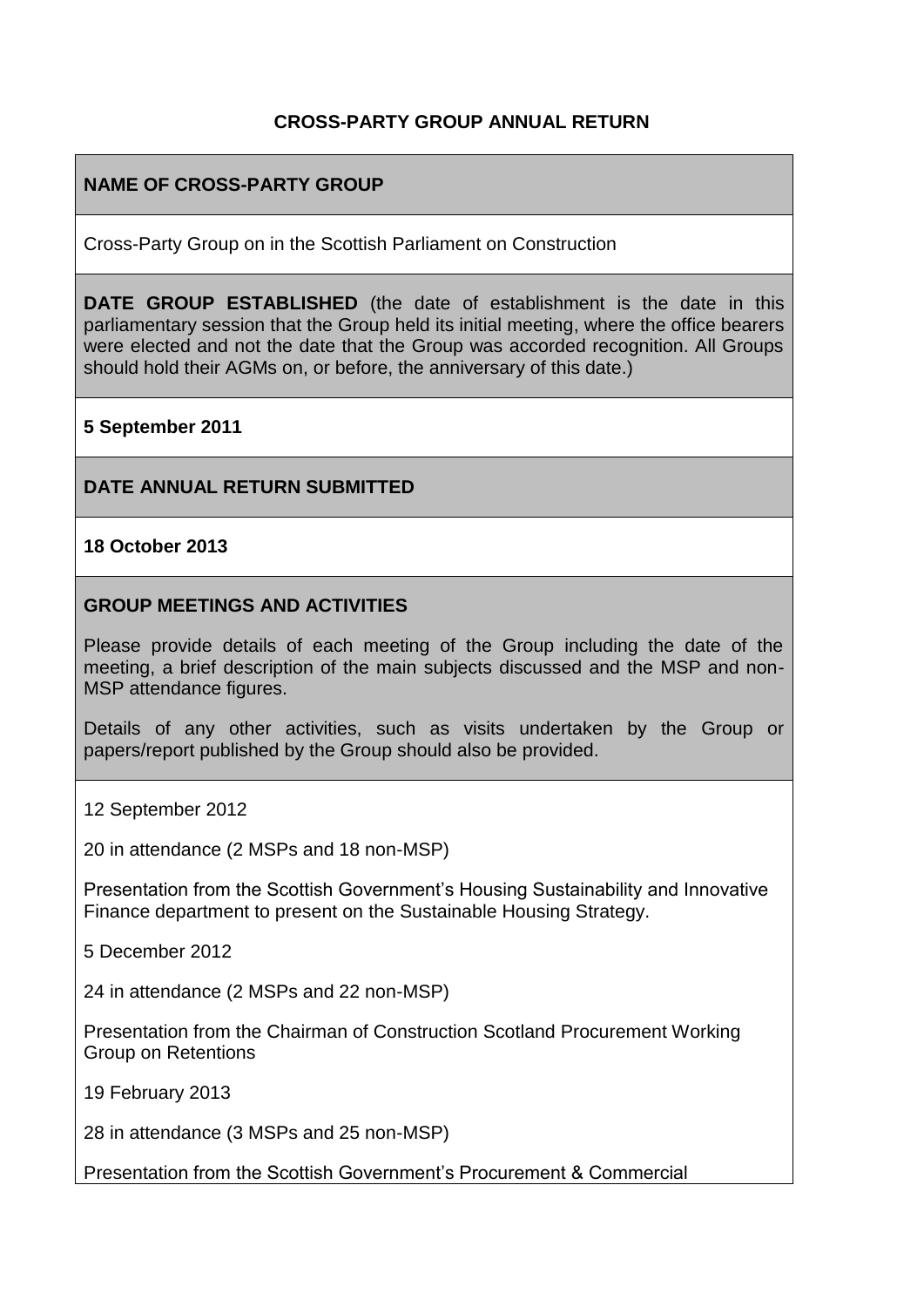**CROSS-PARTY GROUP ANNUAL RETURN**

**NAME OF CROSS-PARTY GROUP**

Cross-Party Group on in the Scottish Parliament on Construction

**DATE GROUP ESTABLISHED** (the date of establishment is the date in this parliamentary session that the Group held its initial meeting, where the office bearers were elected and not the date that the Group was accorded recognition. All Groups should hold their AGMs on, or before, the anniversary of this date.)

**5 September 2011**

**DATE ANNUAL RETURN SUBMITTED**

**18 October 2013**

**GROUP MEETINGS AND ACTIVITIES**

Please provide details of each meeting of the Group including the date of the meeting, a brief description of the main subjects discussed and the MSP and non-MSP attendance figures.

Details of any other activities, such as visits undertaken by the Group or papers/report published by the Group should also be provided.

12 September 2012

20 in attendance (2 MSPs and 18 non-MSP)

Presentation from the Scottish Government's Housing Sustainability and Innovative Finance department to present on the Sustainable Housing Strategy.

5 December 2012

24 in attendance (2 MSPs and 22 non-MSP)

Presentation from the Chairman of Construction Scotland Procurement Working Group on Retentions

19 February 2013

28 in attendance (3 MSPs and 25 non-MSP)

Presentation from the Scottish Government's Procurement & Commercial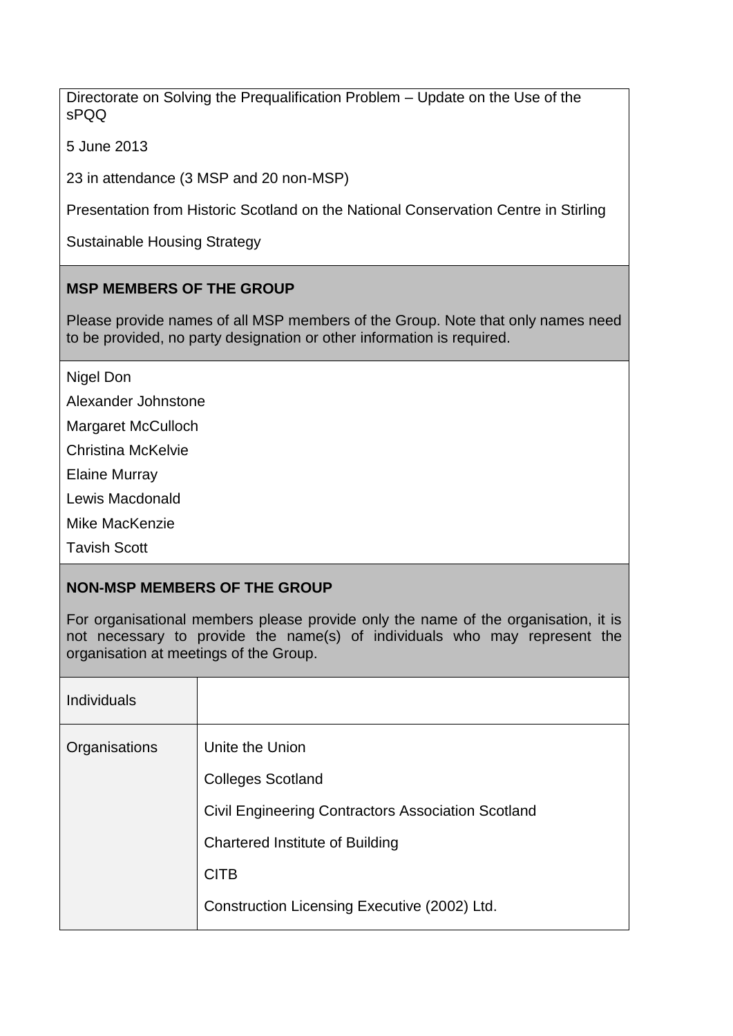Directorate on Solving the Prequalification Problem – Update on the Use of the sPQQ

5 June 2013

23 in attendance (3 MSP and 20 non-MSP)

Presentation from Historic Scotland on the National Conservation Centre in Stirling

Sustainable Housing Strategy

**MSP MEMBERS OF THE GROUP**

Please provide names of all MSP members of the Group. Note that only names need to be provided, no party designation or other information is required.

Nigel Don

Alexander Johnstone

Margaret McCulloch

Christina McKelvie

Elaine Murray

Lewis Macdonald

Mike MacKenzie

Tavish Scott

**NON-MSP MEMBERS OF THE GROUP**

For organisational members please provide only the name of the organisation, it is not necessary to provide the name(s) of individuals who may represent the organisation at meetings of the Group.

| Individuals | |
|---|---|
| Organisations | Unite the Union<br>Colleges Scotland<br>Civil Engineering Contractors Association Scotland<br>Chartered Institute of Building<br>CITB<br>Construction Licensing Executive (2002) Ltd. |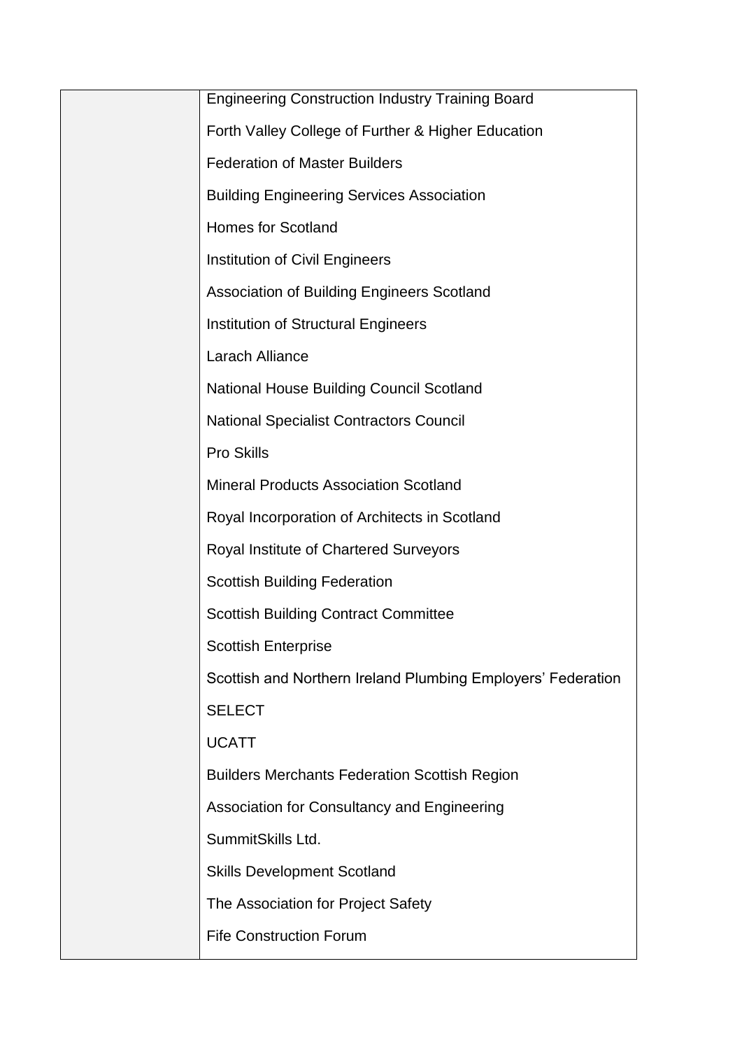| | |
|---|---|
| | Engineering Construction Industry Training Board<br><br>Forth Valley College of Further & Higher Education<br><br>Federation of Master Builders<br><br>Building Engineering Services Association<br><br>Homes for Scotland<br><br>Institution of Civil Engineers<br><br>Association of Building Engineers Scotland<br><br>Institution of Structural Engineers<br><br>Larach Alliance<br><br>National House Building Council Scotland<br><br>National Specialist Contractors Council<br><br>Pro Skills<br><br>Mineral Products Association Scotland<br><br>Royal Incorporation of Architects in Scotland<br><br>Royal Institute of Chartered Surveyors<br><br>Scottish Building Federation<br><br>Scottish Building Contract Committee<br><br>Scottish Enterprise<br><br>Scottish and Northern Ireland Plumbing Employers' Federation<br><br>SELECT<br><br>UCATT<br><br>Builders Merchants Federation Scottish Region<br><br>Association for Consultancy and Engineering<br><br>SummitSkills Ltd.<br><br>Skills Development Scotland<br><br>The Association for Project Safety<br><br>Fife Construction Forum |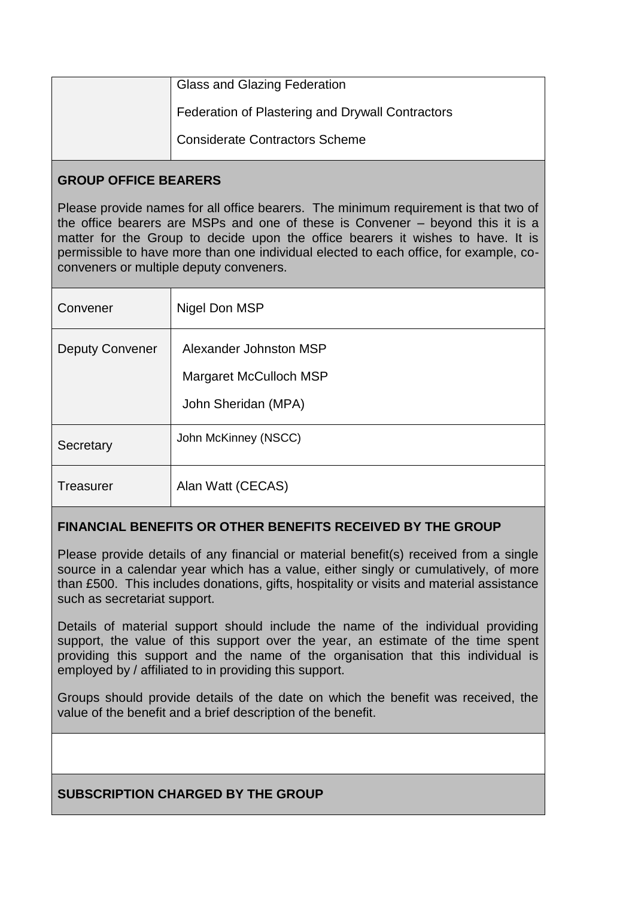| | |
|---|---|
| | Glass and Glazing Federation<br><br>Federation of Plastering and Drywall Contractors<br><br>Considerate Contractors Scheme |

**GROUP OFFICE BEARERS**

Please provide names for all office bearers. The minimum requirement is that two of the office bearers are MSPs and one of these is Convener – beyond this it is a matter for the Group to decide upon the office bearers it wishes to have. It is permissible to have more than one individual elected to each office, for example, co-conveners or multiple deputy conveners.

| | |
|---|---|
| Convener | Nigel Don MSP |
| Deputy Convener | Alexander Johnston MSP<br><br>Margaret McCulloch MSP<br><br>John Sheridan (MPA) |
| Secretary | John McKinney (NSCC) |
| Treasurer | Alan Watt (CECAS) |

**FINANCIAL BENEFITS OR OTHER BENEFITS RECEIVED BY THE GROUP**

Please provide details of any financial or material benefit(s) received from a single source in a calendar year which has a value, either singly or cumulatively, of more than £500. This includes donations, gifts, hospitality or visits and material assistance such as secretariat support.

Details of material support should include the name of the individual providing support, the value of this support over the year, an estimate of the time spent providing this support and the name of the organisation that this individual is employed by / affiliated to in providing this support.

Groups should provide details of the date on which the benefit was received, the value of the benefit and a brief description of the benefit.

**SUBSCRIPTION CHARGED BY THE GROUP**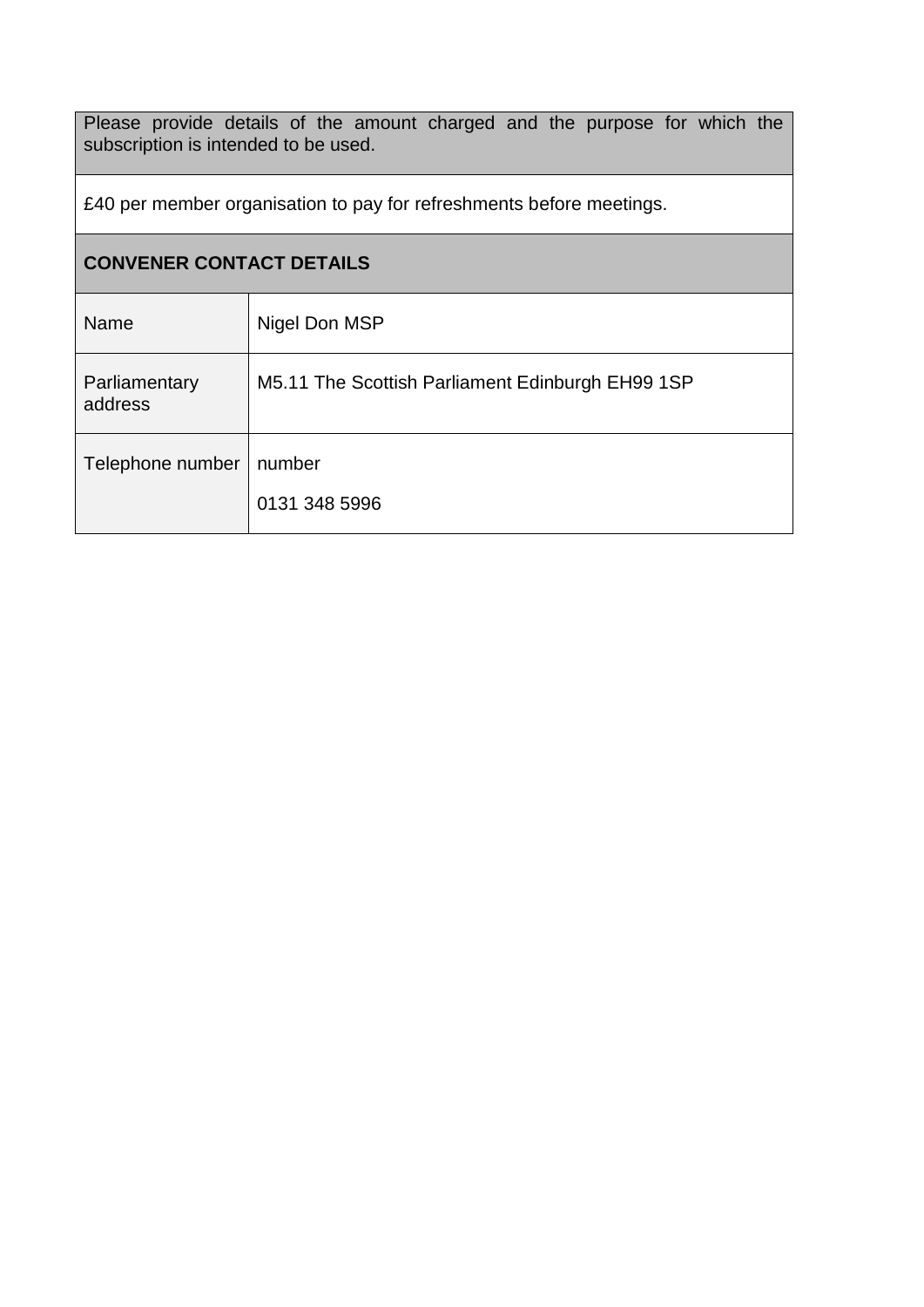| | |
|---|---|
| Please provide details of the amount charged and the purpose for which the subscription is intended to be used. | |
| £40 per member organisation to pay for refreshments before meetings. | |
| **CONVENER CONTACT DETAILS** | |
| Name | Nigel Don MSP |
| Parliamentary address | M5.11 The Scottish Parliament Edinburgh EH99 1SP |
| Telephone number | number<br><br>0131 348 5996 |